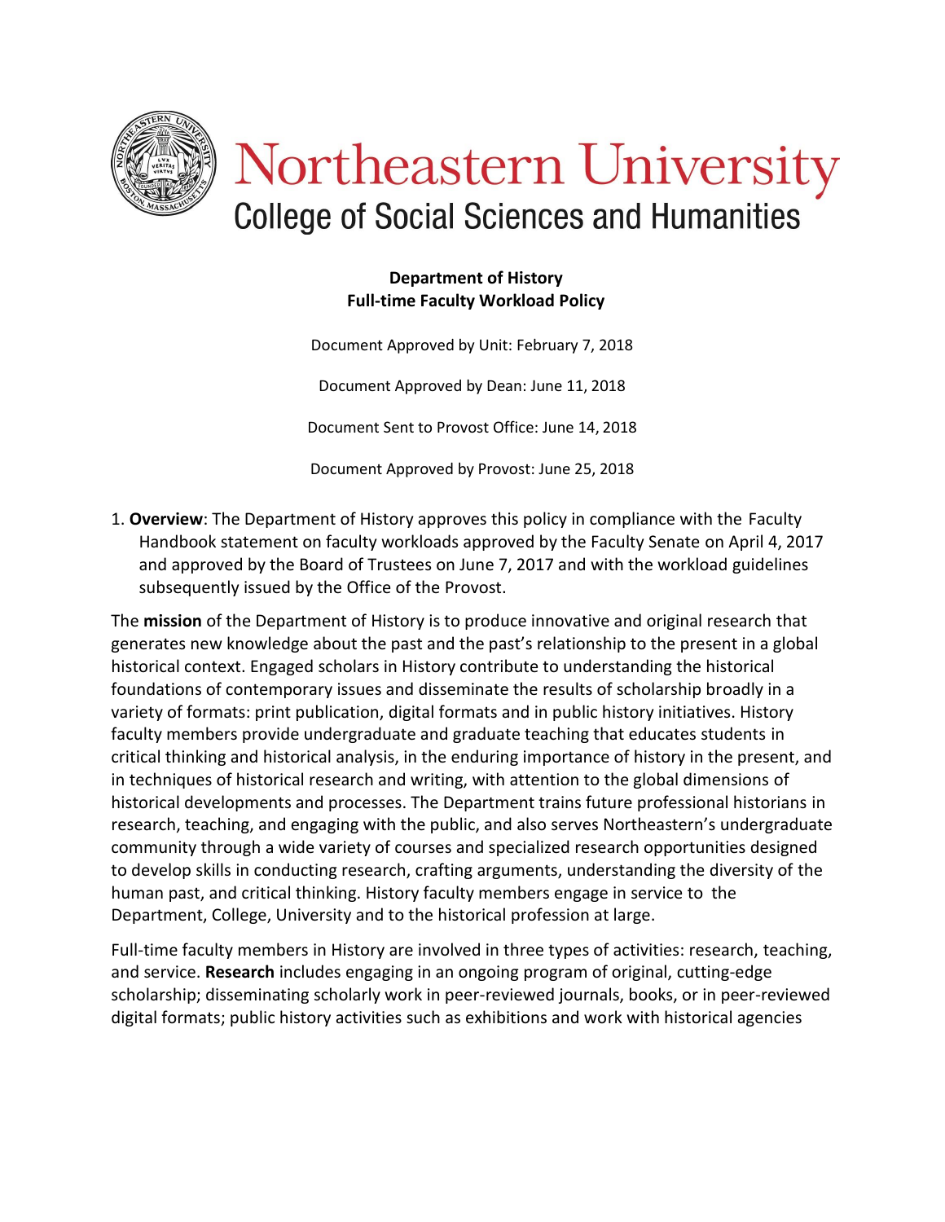# Northeastern University
## College of Social Sciences and Humanities

**Department of History**
**Full-time Faculty Workload Policy**

Document Approved by Unit: February 7, 2018

Document Approved by Dean: June 11, 2018

Document Sent to Provost Office: June 14, 2018

Document Approved by Provost: June 25, 2018

1. **Overview**: The Department of History approves this policy in compliance with the Faculty Handbook statement on faculty workloads approved by the Faculty Senate on April 4, 2017 and approved by the Board of Trustees on June 7, 2017 and with the workload guidelines subsequently issued by the Office of the Provost.

The **mission** of the Department of History is to produce innovative and original research that generates new knowledge about the past and the past's relationship to the present in a global historical context. Engaged scholars in History contribute to understanding the historical foundations of contemporary issues and disseminate the results of scholarship broadly in a variety of formats: print publication, digital formats and in public history initiatives. History faculty members provide undergraduate and graduate teaching that educates students in critical thinking and historical analysis, in the enduring importance of history in the present, and in techniques of historical research and writing, with attention to the global dimensions of historical developments and processes. The Department trains future professional historians in research, teaching, and engaging with the public, and also serves Northeastern's undergraduate community through a wide variety of courses and specialized research opportunities designed to develop skills in conducting research, crafting arguments, understanding the diversity of the human past, and critical thinking. History faculty members engage in service to the Department, College, University and to the historical profession at large.

Full-time faculty members in History are involved in three types of activities: research, teaching, and service. **Research** includes engaging in an ongoing program of original, cutting-edge scholarship; disseminating scholarly work in peer-reviewed journals, books, or in peer-reviewed digital formats; public history activities such as exhibitions and work with historical agencies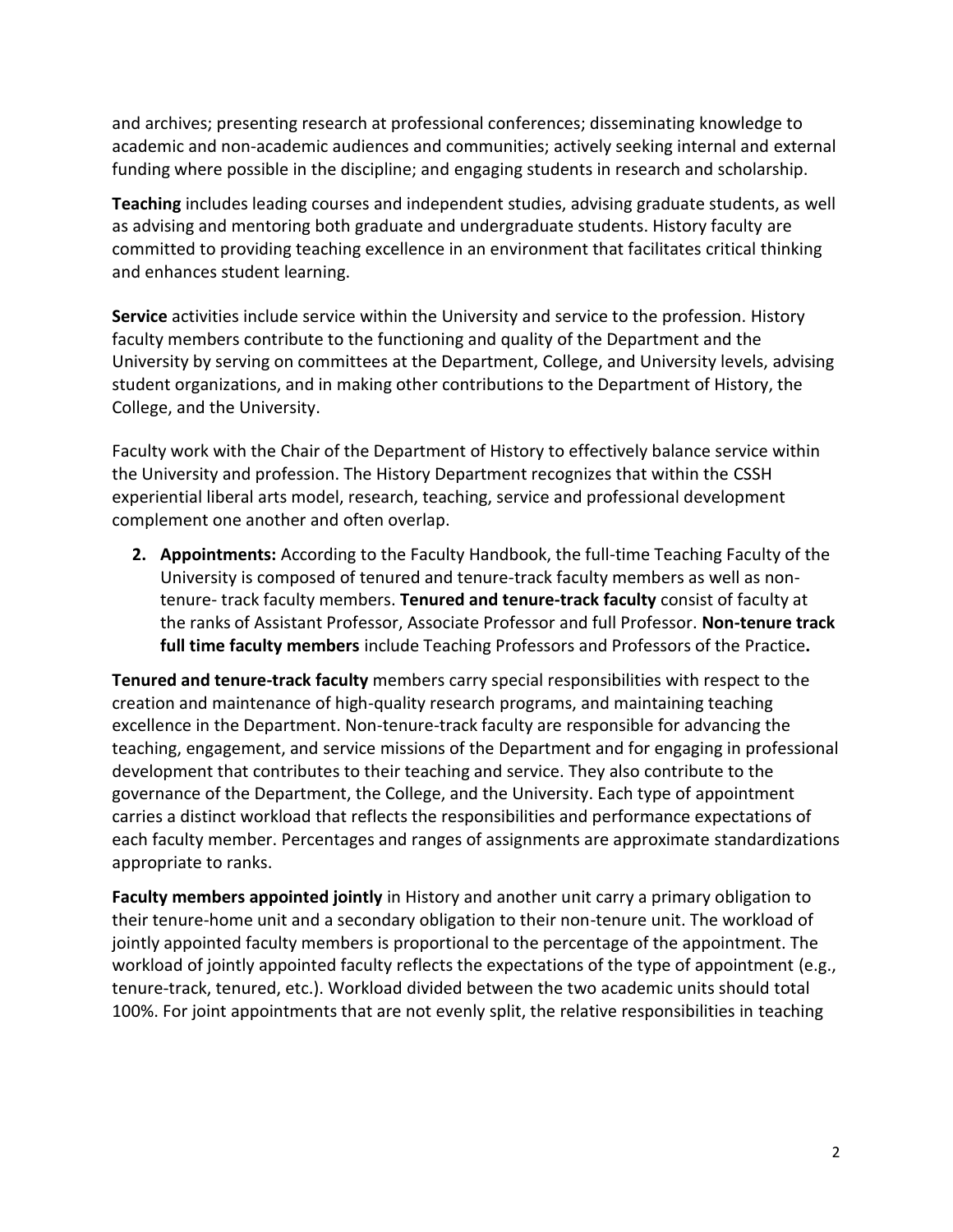and archives; presenting research at professional conferences; disseminating knowledge to academic and non-academic audiences and communities; actively seeking internal and external funding where possible in the discipline; and engaging students in research and scholarship.

**Teaching** includes leading courses and independent studies, advising graduate students, as well as advising and mentoring both graduate and undergraduate students. History faculty are committed to providing teaching excellence in an environment that facilitates critical thinking and enhances student learning.

**Service** activities include service within the University and service to the profession. History faculty members contribute to the functioning and quality of the Department and the University by serving on committees at the Department, College, and University levels, advising student organizations, and in making other contributions to the Department of History, the College, and the University.

Faculty work with the Chair of the Department of History to effectively balance service within the University and profession. The History Department recognizes that within the CSSH experiential liberal arts model, research, teaching, service and professional development complement one another and often overlap.

2. **Appointments:** According to the Faculty Handbook, the full-time Teaching Faculty of the University is composed of tenured and tenure-track faculty members as well as non-tenure- track faculty members. **Tenured and tenure-track faculty** consist of faculty at the ranks of Assistant Professor, Associate Professor and full Professor. **Non-tenure track full time faculty members** include Teaching Professors and Professors of the Practice**.**

**Tenured and tenure-track faculty** members carry special responsibilities with respect to the creation and maintenance of high-quality research programs, and maintaining teaching excellence in the Department. Non-tenure-track faculty are responsible for advancing the teaching, engagement, and service missions of the Department and for engaging in professional development that contributes to their teaching and service. They also contribute to the governance of the Department, the College, and the University. Each type of appointment carries a distinct workload that reflects the responsibilities and performance expectations of each faculty member. Percentages and ranges of assignments are approximate standardizations appropriate to ranks.

**Faculty members appointed jointly** in History and another unit carry a primary obligation to their tenure-home unit and a secondary obligation to their non-tenure unit. The workload of jointly appointed faculty members is proportional to the percentage of the appointment. The workload of jointly appointed faculty reflects the expectations of the type of appointment (e.g., tenure-track, tenured, etc.). Workload divided between the two academic units should total 100%. For joint appointments that are not evenly split, the relative responsibilities in teaching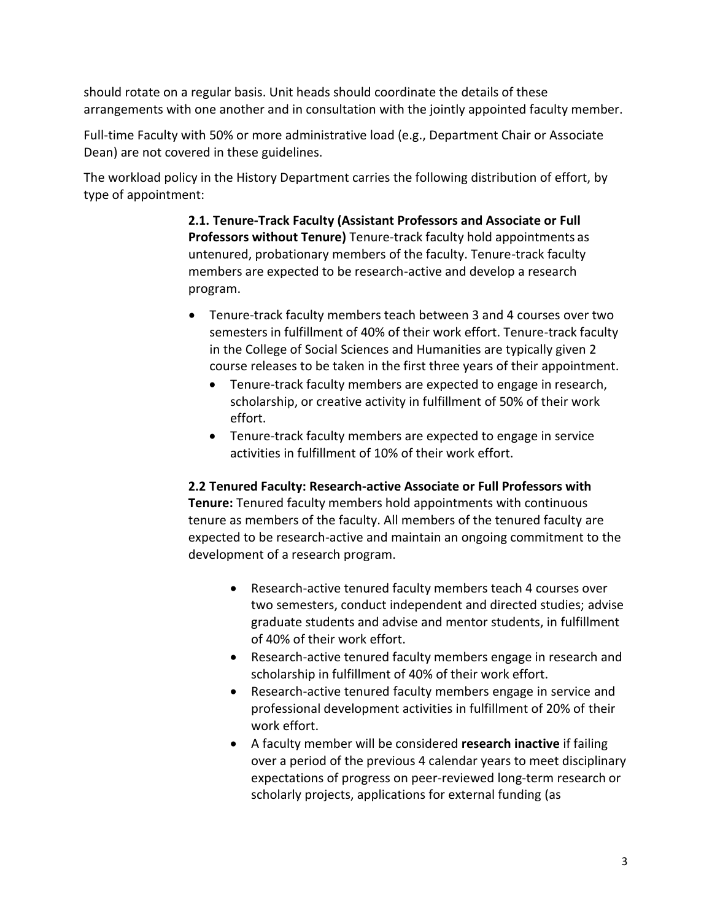should rotate on a regular basis. Unit heads should coordinate the details of these arrangements with one another and in consultation with the jointly appointed faculty member.

Full-time Faculty with 50% or more administrative load (e.g., Department Chair or Associate Dean) are not covered in these guidelines.

The workload policy in the History Department carries the following distribution of effort, by type of appointment:

**2.1. Tenure-Track Faculty (Assistant Professors and Associate or Full Professors without Tenure)** Tenure-track faculty hold appointments as untenured, probationary members of the faculty. Tenure-track faculty members are expected to be research-active and develop a research program.

- Tenure-track faculty members teach between 3 and 4 courses over two semesters in fulfillment of 40% of their work effort. Tenure-track faculty in the College of Social Sciences and Humanities are typically given 2 course releases to be taken in the first three years of their appointment.
  - Tenure-track faculty members are expected to engage in research, scholarship, or creative activity in fulfillment of 50% of their work effort.
  - Tenure-track faculty members are expected to engage in service activities in fulfillment of 10% of their work effort.

**2.2 Tenured Faculty: Research-active Associate or Full Professors with Tenure:** Tenured faculty members hold appointments with continuous tenure as members of the faculty. All members of the tenured faculty are expected to be research-active and maintain an ongoing commitment to the development of a research program.

- Research-active tenured faculty members teach 4 courses over two semesters, conduct independent and directed studies; advise graduate students and advise and mentor students, in fulfillment of 40% of their work effort.
- Research-active tenured faculty members engage in research and scholarship in fulfillment of 40% of their work effort.
- Research-active tenured faculty members engage in service and professional development activities in fulfillment of 20% of their work effort.
- A faculty member will be considered **research inactive** if failing over a period of the previous 4 calendar years to meet disciplinary expectations of progress on peer-reviewed long-term research or scholarly projects, applications for external funding (as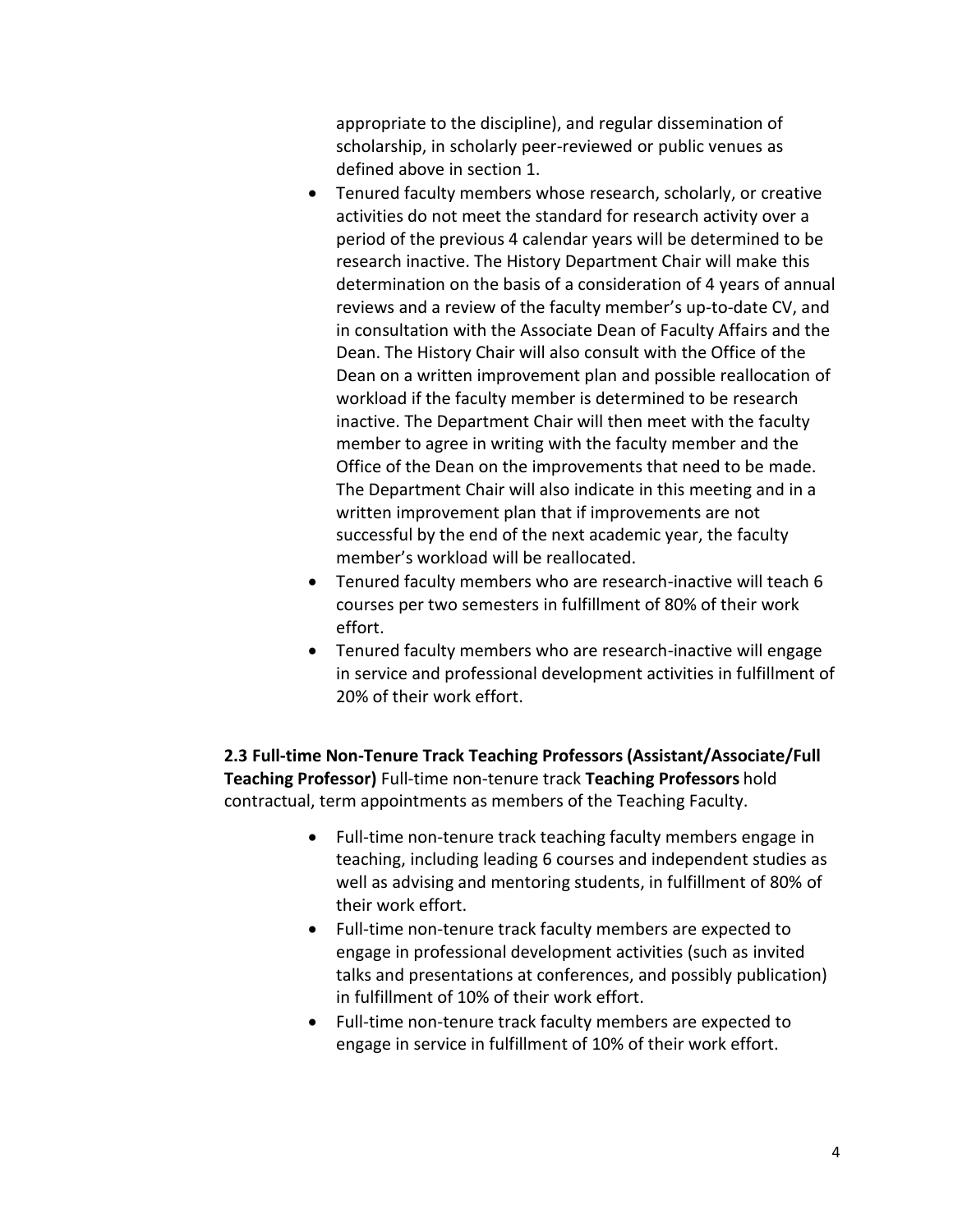appropriate to the discipline), and regular dissemination of scholarship, in scholarly peer-reviewed or public venues as defined above in section 1.

- Tenured faculty members whose research, scholarly, or creative activities do not meet the standard for research activity over a period of the previous 4 calendar years will be determined to be research inactive. The History Department Chair will make this determination on the basis of a consideration of 4 years of annual reviews and a review of the faculty member's up-to-date CV, and in consultation with the Associate Dean of Faculty Affairs and the Dean. The History Chair will also consult with the Office of the Dean on a written improvement plan and possible reallocation of workload if the faculty member is determined to be research inactive. The Department Chair will then meet with the faculty member to agree in writing with the faculty member and the Office of the Dean on the improvements that need to be made. The Department Chair will also indicate in this meeting and in a written improvement plan that if improvements are not successful by the end of the next academic year, the faculty member's workload will be reallocated.
- Tenured faculty members who are research-inactive will teach 6 courses per two semesters in fulfillment of 80% of their work effort.
- Tenured faculty members who are research-inactive will engage in service and professional development activities in fulfillment of 20% of their work effort.

**2.3 Full-time Non-Tenure Track Teaching Professors (Assistant/Associate/Full Teaching Professor)** Full-time non-tenure track **Teaching Professors** hold contractual, term appointments as members of the Teaching Faculty.

- Full-time non-tenure track teaching faculty members engage in teaching, including leading 6 courses and independent studies as well as advising and mentoring students, in fulfillment of 80% of their work effort.
- Full-time non-tenure track faculty members are expected to engage in professional development activities (such as invited talks and presentations at conferences, and possibly publication) in fulfillment of 10% of their work effort.
- Full-time non-tenure track faculty members are expected to engage in service in fulfillment of 10% of their work effort.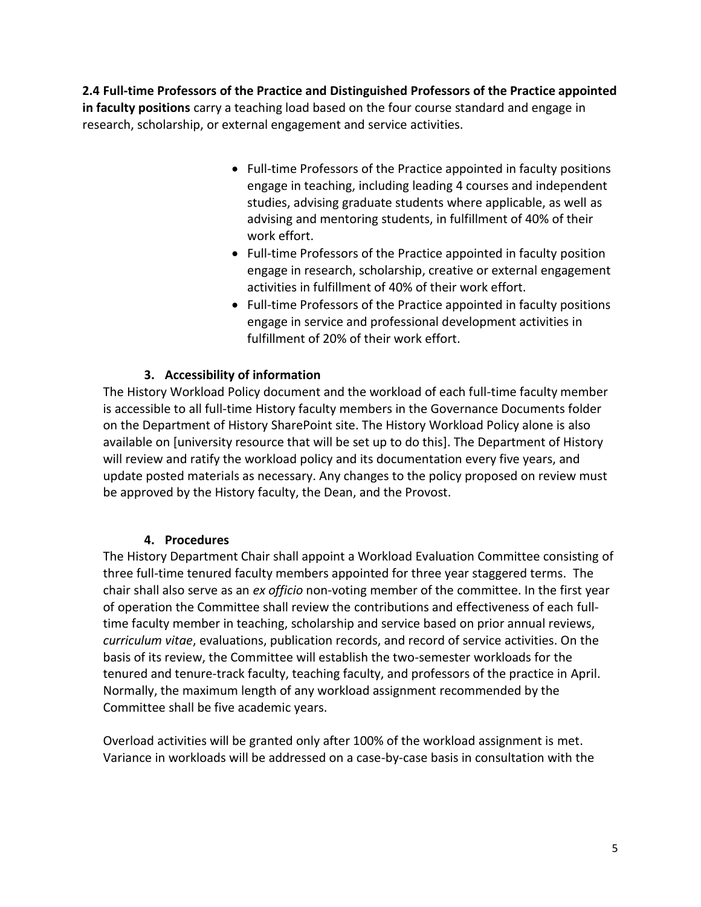**2.4 Full-time Professors of the Practice and Distinguished Professors of the Practice appointed in faculty positions** carry a teaching load based on the four course standard and engage in research, scholarship, or external engagement and service activities.

- Full-time Professors of the Practice appointed in faculty positions engage in teaching, including leading 4 courses and independent studies, advising graduate students where applicable, as well as advising and mentoring students, in fulfillment of 40% of their work effort.
- Full-time Professors of the Practice appointed in faculty position engage in research, scholarship, creative or external engagement activities in fulfillment of 40% of their work effort.
- Full-time Professors of the Practice appointed in faculty positions engage in service and professional development activities in fulfillment of 20% of their work effort.

### 3. Accessibility of information

The History Workload Policy document and the workload of each full-time faculty member is accessible to all full-time History faculty members in the Governance Documents folder on the Department of History SharePoint site. The History Workload Policy alone is also available on [university resource that will be set up to do this]. The Department of History will review and ratify the workload policy and its documentation every five years, and update posted materials as necessary. Any changes to the policy proposed on review must be approved by the History faculty, the Dean, and the Provost.

### 4. Procedures

The History Department Chair shall appoint a Workload Evaluation Committee consisting of three full-time tenured faculty members appointed for three year staggered terms. The chair shall also serve as an *ex officio* non-voting member of the committee. In the first year of operation the Committee shall review the contributions and effectiveness of each full-time faculty member in teaching, scholarship and service based on prior annual reviews, *curriculum vitae*, evaluations, publication records, and record of service activities. On the basis of its review, the Committee will establish the two-semester workloads for the tenured and tenure-track faculty, teaching faculty, and professors of the practice in April. Normally, the maximum length of any workload assignment recommended by the Committee shall be five academic years.

Overload activities will be granted only after 100% of the workload assignment is met. Variance in workloads will be addressed on a case-by-case basis in consultation with the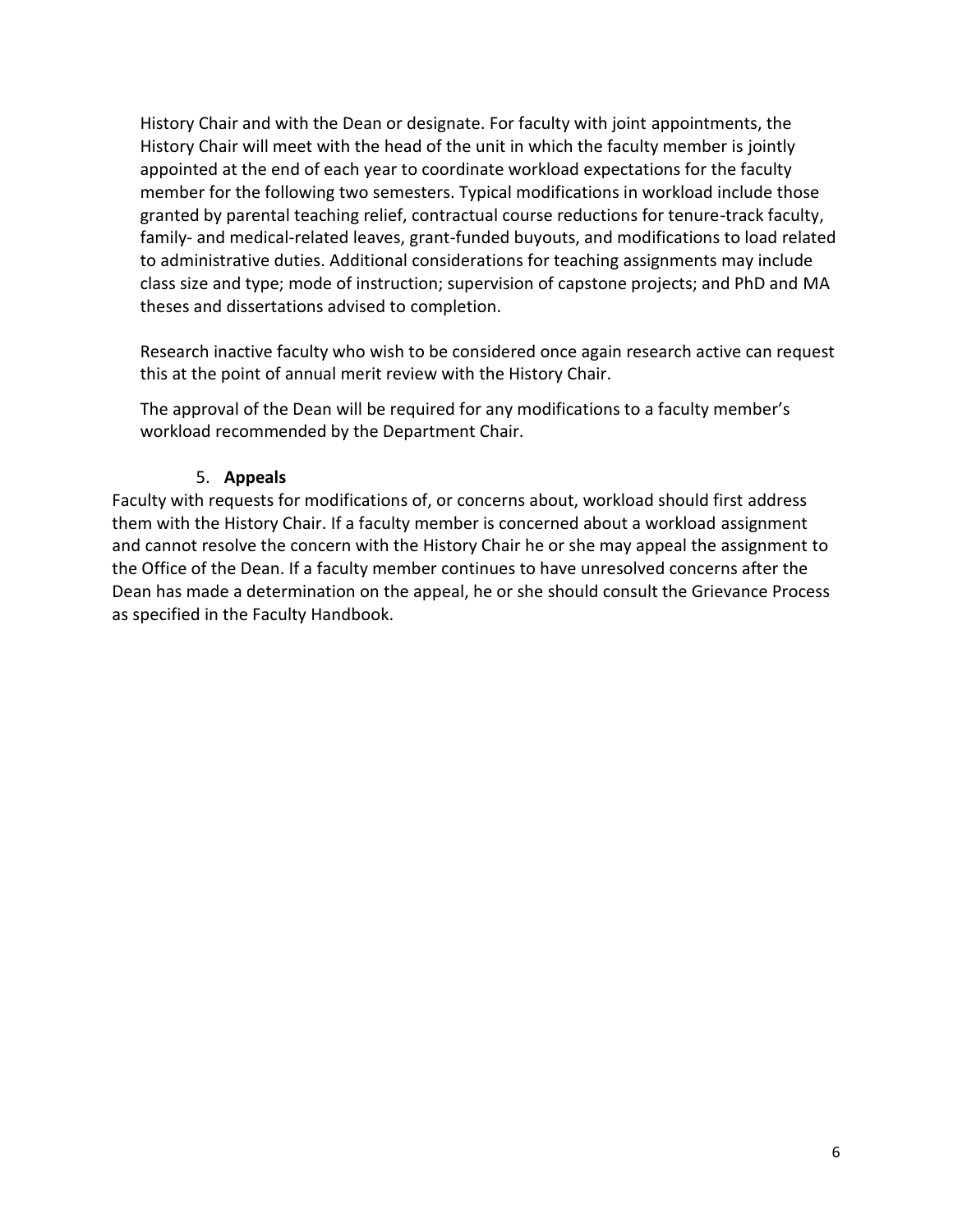History Chair and with the Dean or designate. For faculty with joint appointments, the History Chair will meet with the head of the unit in which the faculty member is jointly appointed at the end of each year to coordinate workload expectations for the faculty member for the following two semesters. Typical modifications in workload include those granted by parental teaching relief, contractual course reductions for tenure-track faculty, family- and medical-related leaves, grant-funded buyouts, and modifications to load related to administrative duties. Additional considerations for teaching assignments may include class size and type; mode of instruction; supervision of capstone projects; and PhD and MA theses and dissertations advised to completion.

Research inactive faculty who wish to be considered once again research active can request this at the point of annual merit review with the History Chair.

The approval of the Dean will be required for any modifications to a faculty member's workload recommended by the Department Chair.

5. **Appeals**

Faculty with requests for modifications of, or concerns about, workload should first address them with the History Chair. If a faculty member is concerned about a workload assignment and cannot resolve the concern with the History Chair he or she may appeal the assignment to the Office of the Dean. If a faculty member continues to have unresolved concerns after the Dean has made a determination on the appeal, he or she should consult the Grievance Process as specified in the Faculty Handbook.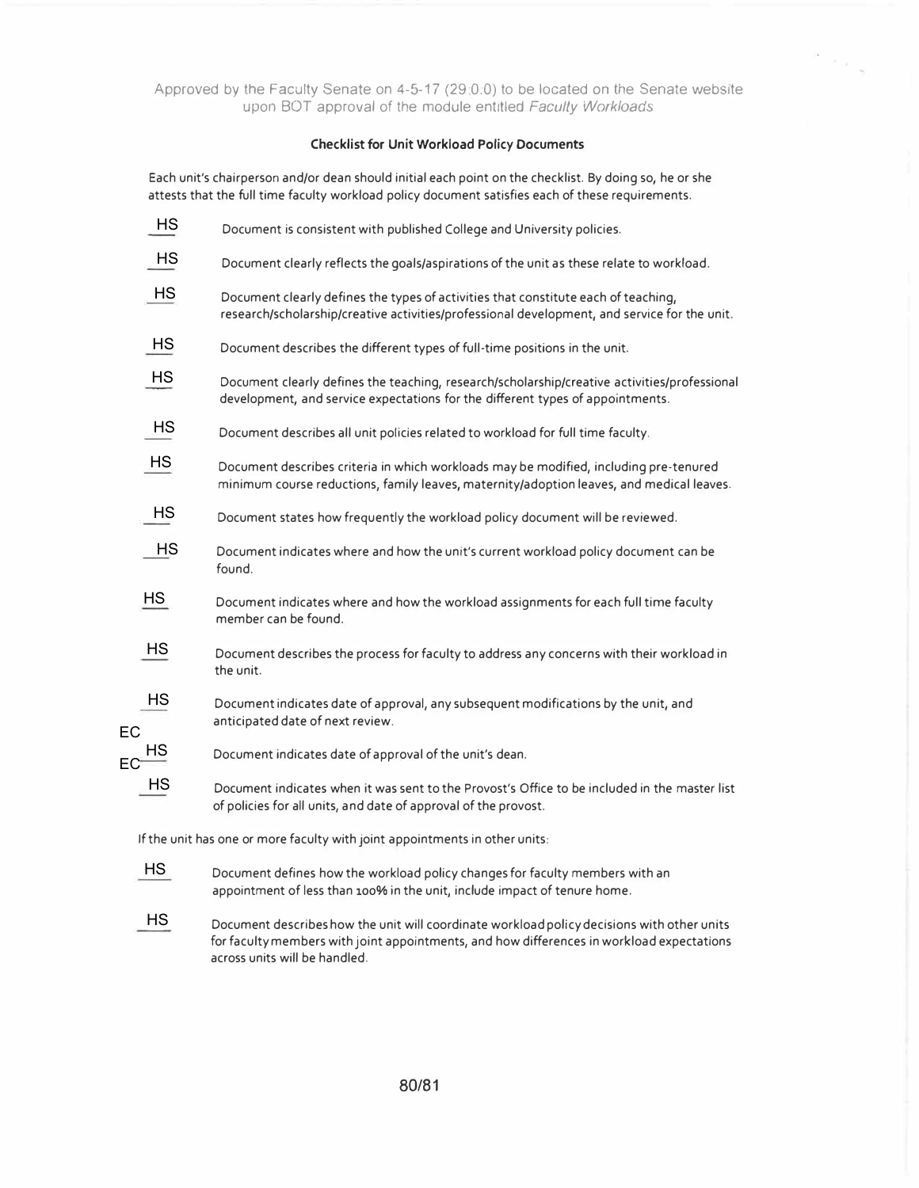Approved by the Faculty Senate on 4-5-17 (29:0:0) to be located on the Senate website upon BOT approval of the module entitled *Faculty Workloads*

**Checklist for Unit Workload Policy Documents**

Each unit's chairperson and/or dean should initial each point on the checklist. By doing so, he or she attests that the full time faculty workload policy document satisfies each of these requirements.

| | |
|---|---|
| HS | Document is consistent with published College and University policies. |
| HS | Document clearly reflects the goals/aspirations of the unit as these relate to workload. |
| HS | Document clearly defines the types of activities that constitute each of teaching, research/scholarship/creative activities/professional development, and service for the unit. |
| HS | Document describes the different types of full-time positions in the unit. |
| HS | Document clearly defines the teaching, research/scholarship/creative activities/professional development, and service expectations for the different types of appointments. |
| HS | Document describes all unit policies related to workload for full time faculty. |
| HS | Document describes criteria in which workloads may be modified, including pre-tenured minimum course reductions, family leaves, maternity/adoption leaves, and medical leaves. |
| HS | Document states how frequently the workload policy document will be reviewed. |
| HS | Document indicates where and how the unit's current workload policy document can be found. |
| HS | Document indicates where and how the workload assignments for each full time faculty member can be found. |
| HS | Document describes the process for faculty to address any concerns with their workload in the unit. |
| HS EC | Document indicates date of approval, any subsequent modifications by the unit, and anticipated date of next review. |
| EC HS | Document indicates date of approval of the unit's dean. |
| HS | Document indicates when it was sent to the Provost's Office to be included in the master list of policies for all units, and date of approval of the provost. |

If the unit has one or more faculty with joint appointments in other units:

| | |
|---|---|
| HS | Document defines how the workload policy changes for faculty members with an appointment of less than 100% in the unit, include impact of tenure home. |
| HS | Document describes how the unit will coordinate workload policy decisions with other units for faculty members with joint appointments, and how differences in workload expectations across units will be handled. |